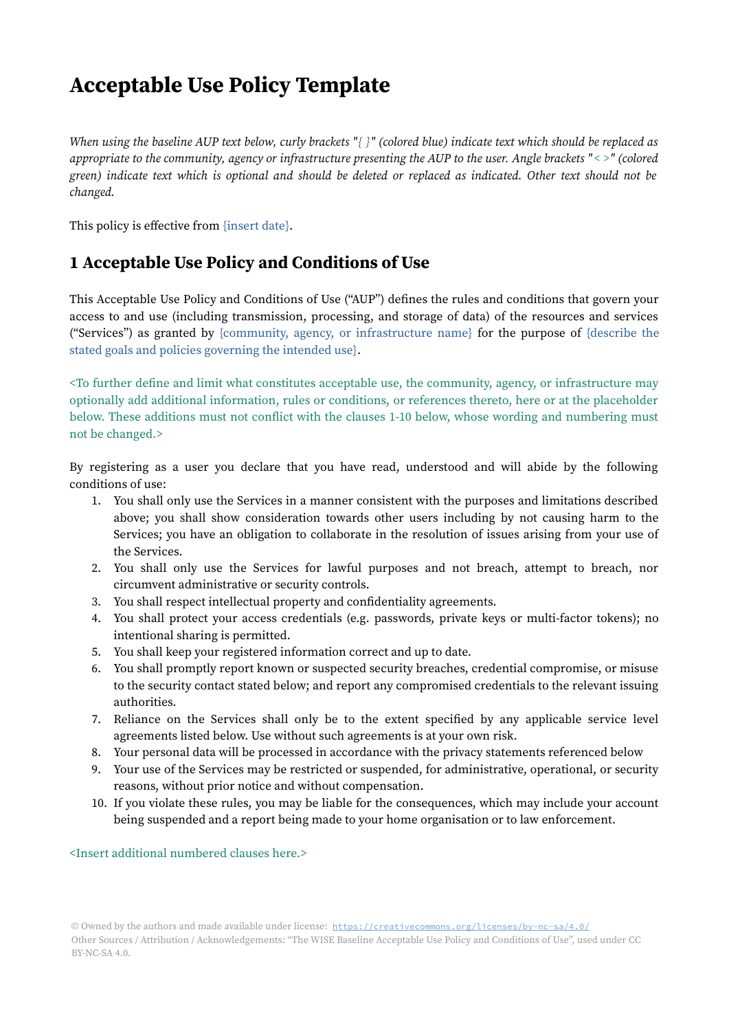# Acceptable Use Policy Template

*When using the baseline AUP text below, curly brackets "{ }" (colored blue) indicate text which should be replaced as appropriate to the community, agency or infrastructure presenting the AUP to the user. Angle brackets "< >" (colored green) indicate text which is optional and should be deleted or replaced as indicated. Other text should not be changed.*

This policy is effective from {insert date}.

## 1 Acceptable Use Policy and Conditions of Use

This Acceptable Use Policy and Conditions of Use ("AUP") defines the rules and conditions that govern your access to and use (including transmission, processing, and storage of data) of the resources and services ("Services") as granted by {community, agency, or infrastructure name} for the purpose of {describe the stated goals and policies governing the intended use}.

<To further define and limit what constitutes acceptable use, the community, agency, or infrastructure may optionally add additional information, rules or conditions, or references thereto, here or at the placeholder below. These additions must not conflict with the clauses 1-10 below, whose wording and numbering must not be changed.>

By registering as a user you declare that you have read, understood and will abide by the following conditions of use:

1. You shall only use the Services in a manner consistent with the purposes and limitations described above; you shall show consideration towards other users including by not causing harm to the Services; you have an obligation to collaborate in the resolution of issues arising from your use of the Services.
2. You shall only use the Services for lawful purposes and not breach, attempt to breach, nor circumvent administrative or security controls.
3. You shall respect intellectual property and confidentiality agreements.
4. You shall protect your access credentials (e.g. passwords, private keys or multi-factor tokens); no intentional sharing is permitted.
5. You shall keep your registered information correct and up to date.
6. You shall promptly report known or suspected security breaches, credential compromise, or misuse to the security contact stated below; and report any compromised credentials to the relevant issuing authorities.
7. Reliance on the Services shall only be to the extent specified by any applicable service level agreements listed below. Use without such agreements is at your own risk.
8. Your personal data will be processed in accordance with the privacy statements referenced below
9. Your use of the Services may be restricted or suspended, for administrative, operational, or security reasons, without prior notice and without compensation.
10. If you violate these rules, you may be liable for the consequences, which may include your account being suspended and a report being made to your home organisation or to law enforcement.

<Insert additional numbered clauses here.>

© Owned by the authors and made available under license: https://creativecommons.org/licenses/by-nc-sa/4.0/
Other Sources / Attribution / Acknowledgements: "The WISE Baseline Acceptable Use Policy and Conditions of Use", used under CC BY-NC-SA 4.0.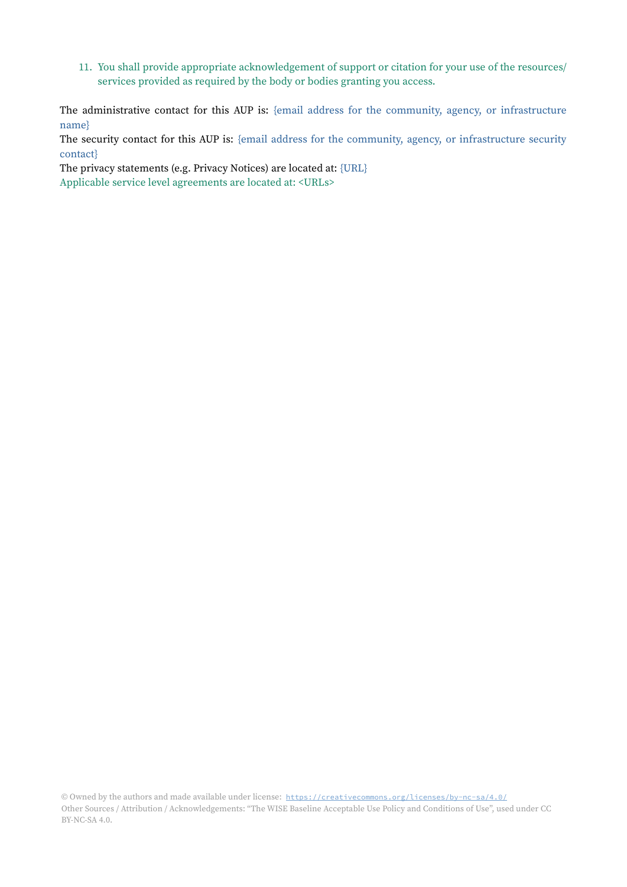11. You shall provide appropriate acknowledgement of support or citation for your use of the resources/ services provided as required by the body or bodies granting you access.

The administrative contact for this AUP is: {email address for the community, agency, or infrastructure name}
The security contact for this AUP is: {email address for the community, agency, or infrastructure security contact}
The privacy statements (e.g. Privacy Notices) are located at: {URL}
Applicable service level agreements are located at: <URLs>

© Owned by the authors and made available under license: https://creativecommons.org/licenses/by-nc-sa/4.0/
Other Sources / Attribution / Acknowledgements: “The WISE Baseline Acceptable Use Policy and Conditions of Use”, used under CC BY-NC-SA 4.0.